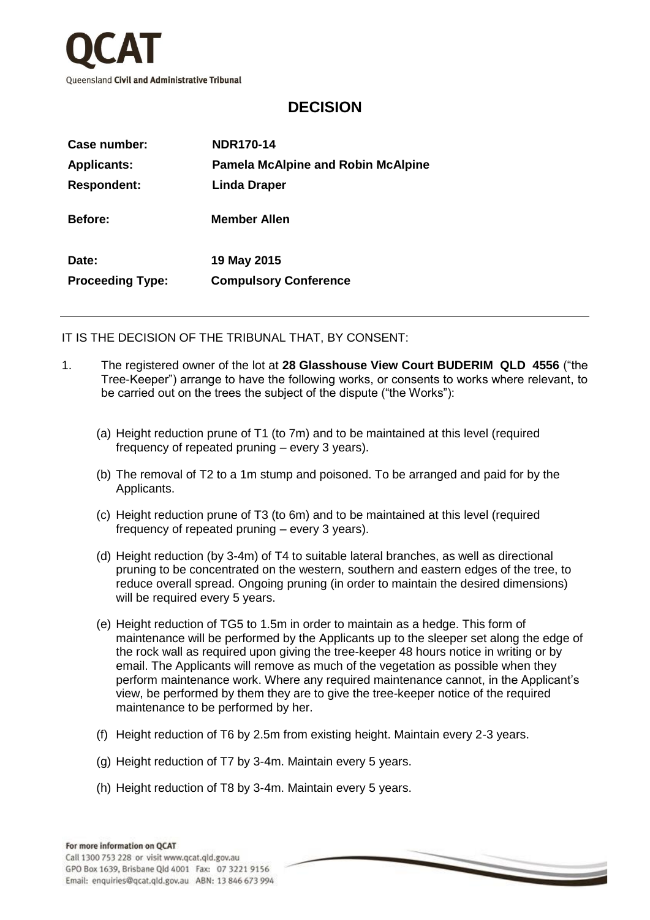**QCAT**

Queensland **Civil and Administrative Tribunal**

# DECISION

| | |
|---|---|
| **Case number:** | **NDR170-14** |
| **Applicants:** | **Pamela McAlpine and Robin McAlpine** |
| **Respondent:** | **Linda Draper** |
| **Before:** | **Member Allen** |
| **Date:** | **19 May 2015** |
| **Proceeding Type:** | **Compulsory Conference** |

IT IS THE DECISION OF THE TRIBUNAL THAT, BY CONSENT:

1. The registered owner of the lot at **28 Glasshouse View Court BUDERIM QLD 4556** ("the Tree-Keeper") arrange to have the following works, or consents to works where relevant, to be carried out on the trees the subject of the dispute ("the Works"):

   (a) Height reduction prune of T1 (to 7m) and to be maintained at this level (required frequency of repeated pruning – every 3 years).

   (b) The removal of T2 to a 1m stump and poisoned. To be arranged and paid for by the Applicants.

   (c) Height reduction prune of T3 (to 6m) and to be maintained at this level (required frequency of repeated pruning – every 3 years).

   (d) Height reduction (by 3-4m) of T4 to suitable lateral branches, as well as directional pruning to be concentrated on the western, southern and eastern edges of the tree, to reduce overall spread. Ongoing pruning (in order to maintain the desired dimensions) will be required every 5 years.

   (e) Height reduction of TG5 to 1.5m in order to maintain as a hedge. This form of maintenance will be performed by the Applicants up to the sleeper set along the edge of the rock wall as required upon giving the tree-keeper 48 hours notice in writing or by email. The Applicants will remove as much of the vegetation as possible when they perform maintenance work. Where any required maintenance cannot, in the Applicant's view, be performed by them they are to give the tree-keeper notice of the required maintenance to be performed by her.

   (f) Height reduction of T6 by 2.5m from existing height. Maintain every 2-3 years.

   (g) Height reduction of T7 by 3-4m. Maintain every 5 years.

   (h) Height reduction of T8 by 3-4m. Maintain every 5 years.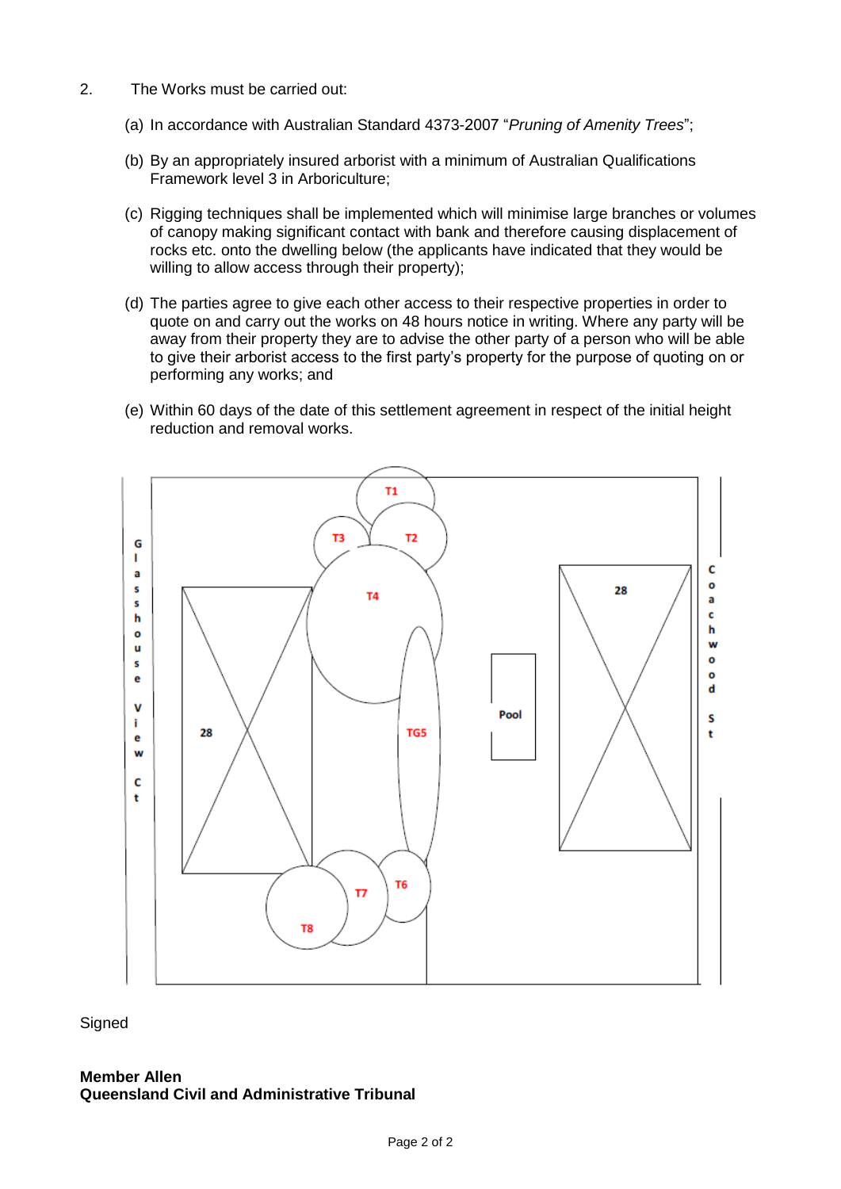2. The Works must be carried out:

   (a) In accordance with Australian Standard 4373-2007 "*Pruning of Amenity Trees*";

   (b) By an appropriately insured arborist with a minimum of Australian Qualifications Framework level 3 in Arboriculture;

   (c) Rigging techniques shall be implemented which will minimise large branches or volumes of canopy making significant contact with bank and therefore causing displacement of rocks etc. onto the dwelling below (the applicants have indicated that they would be willing to allow access through their property);

   (d) The parties agree to give each other access to their respective properties in order to quote on and carry out the works on 48 hours notice in writing. Where any party will be away from their property they are to advise the other party of a person who will be able to give their arborist access to the first party's property for the purpose of quoting on or performing any works; and

   (e) Within 60 days of the date of this settlement agreement in respect of the initial height reduction and removal works.

Glasshouse View Ct

T1

T2

T3

T4

TG5

T6

T7

T8

28

Pool

28

Coachwood St

Signed

**Member Allen**
**Queensland Civil and Administrative Tribunal**